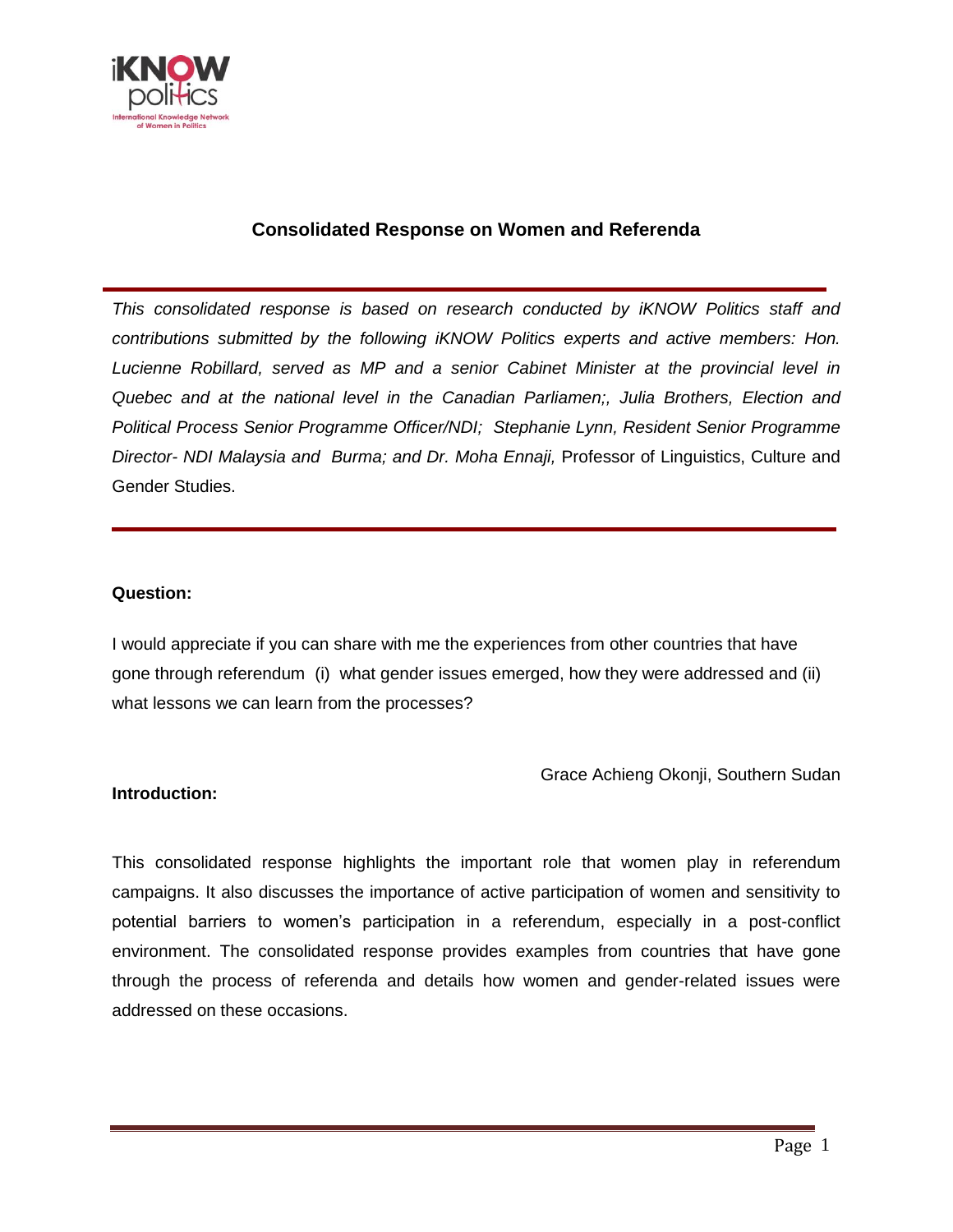# Consolidated Response on Women and Referenda

*This consolidated response is based on research conducted by iKNOW Politics staff and contributions submitted by the following iKNOW Politics experts and active members: Hon. Lucienne Robillard, served as MP and a senior Cabinet Minister at the provincial level in Quebec and at the national level in the Canadian Parliamen;, Julia Brothers, Election and Political Process Senior Programme Officer/NDI; Stephanie Lynn, Resident Senior Programme Director- NDI Malaysia and Burma; and Dr. Moha Ennaji,* Professor of Linguistics, Culture and Gender Studies.

**Question:**

I would appreciate if you can share with me the experiences from other countries that have gone through referendum (i) what gender issues emerged, how they were addressed and (ii) what lessons we can learn from the processes?

Grace Achieng Okonji, Southern Sudan

**Introduction:**

This consolidated response highlights the important role that women play in referendum campaigns. It also discusses the importance of active participation of women and sensitivity to potential barriers to women's participation in a referendum, especially in a post-conflict environment. The consolidated response provides examples from countries that have gone through the process of referenda and details how women and gender-related issues were addressed on these occasions.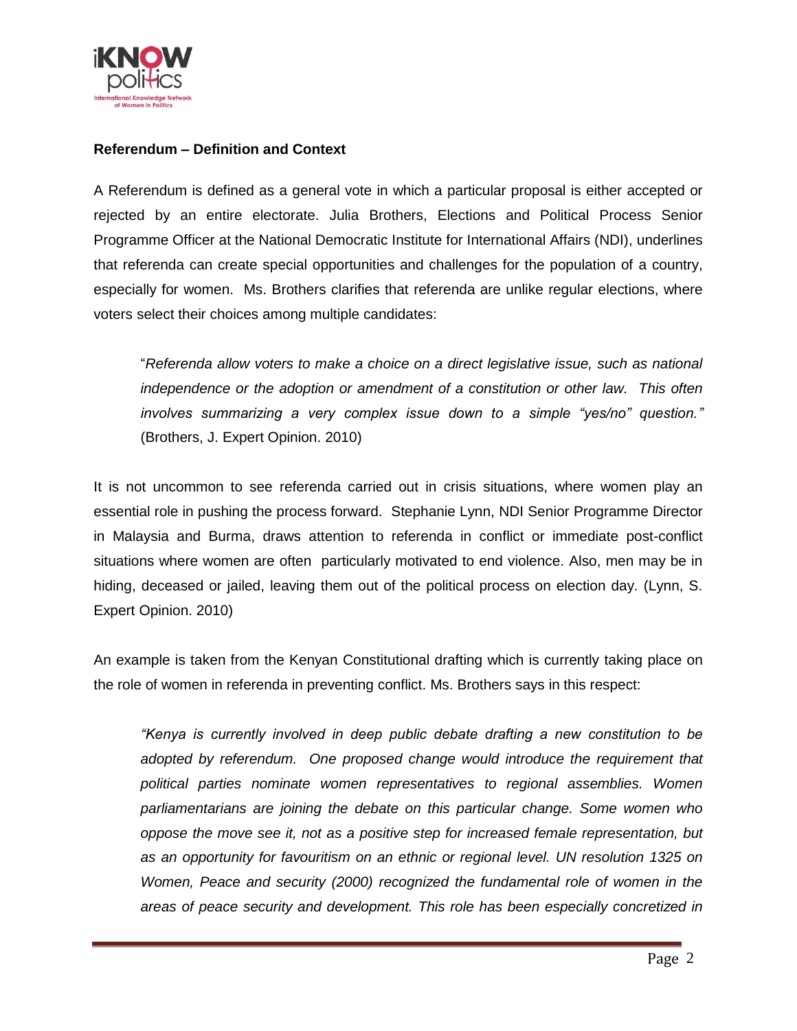**Referendum – Definition and Context**

A Referendum is defined as a general vote in which a particular proposal is either accepted or rejected by an entire electorate. Julia Brothers, Elections and Political Process Senior Programme Officer at the National Democratic Institute for International Affairs (NDI), underlines that referenda can create special opportunities and challenges for the population of a country, especially for women. Ms. Brothers clarifies that referenda are unlike regular elections, where voters select their choices among multiple candidates:

> "*Referenda allow voters to make a choice on a direct legislative issue, such as national independence or the adoption or amendment of a constitution or other law. This often involves summarizing a very complex issue down to a simple "yes/no" question."* (Brothers, J. Expert Opinion. 2010)

It is not uncommon to see referenda carried out in crisis situations, where women play an essential role in pushing the process forward. Stephanie Lynn, NDI Senior Programme Director in Malaysia and Burma, draws attention to referenda in conflict or immediate post-conflict situations where women are often particularly motivated to end violence. Also, men may be in hiding, deceased or jailed, leaving them out of the political process on election day. (Lynn, S. Expert Opinion. 2010)

An example is taken from the Kenyan Constitutional drafting which is currently taking place on the role of women in referenda in preventing conflict. Ms. Brothers says in this respect:

> *"Kenya is currently involved in deep public debate drafting a new constitution to be adopted by referendum. One proposed change would introduce the requirement that political parties nominate women representatives to regional assemblies. Women parliamentarians are joining the debate on this particular change. Some women who oppose the move see it, not as a positive step for increased female representation, but as an opportunity for favouritism on an ethnic or regional level. UN resolution 1325 on Women, Peace and security (2000) recognized the fundamental role of women in the areas of peace security and development. This role has been especially concretized in*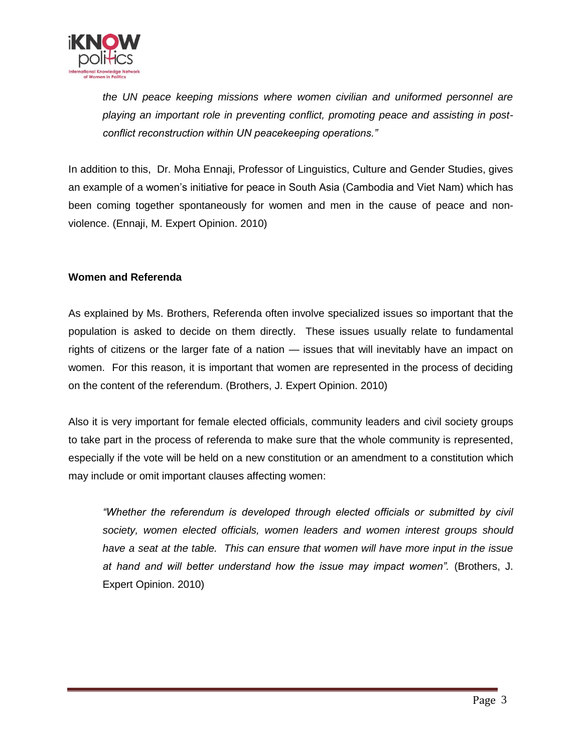*the UN peace keeping missions where women civilian and uniformed personnel are playing an important role in preventing conflict, promoting peace and assisting in post-conflict reconstruction within UN peacekeeping operations."*

In addition to this, Dr. Moha Ennaji, Professor of Linguistics, Culture and Gender Studies, gives an example of a women's initiative for peace in South Asia (Cambodia and Viet Nam) which has been coming together spontaneously for women and men in the cause of peace and non-violence. (Ennaji, M. Expert Opinion. 2010)

**Women and Referenda**

As explained by Ms. Brothers, Referenda often involve specialized issues so important that the population is asked to decide on them directly. These issues usually relate to fundamental rights of citizens or the larger fate of a nation — issues that will inevitably have an impact on women. For this reason, it is important that women are represented in the process of deciding on the content of the referendum. (Brothers, J. Expert Opinion. 2010)

Also it is very important for female elected officials, community leaders and civil society groups to take part in the process of referenda to make sure that the whole community is represented, especially if the vote will be held on a new constitution or an amendment to a constitution which may include or omit important clauses affecting women:

> *"Whether the referendum is developed through elected officials or submitted by civil society, women elected officials, women leaders and women interest groups should have a seat at the table. This can ensure that women will have more input in the issue at hand and will better understand how the issue may impact women".* (Brothers, J. Expert Opinion. 2010)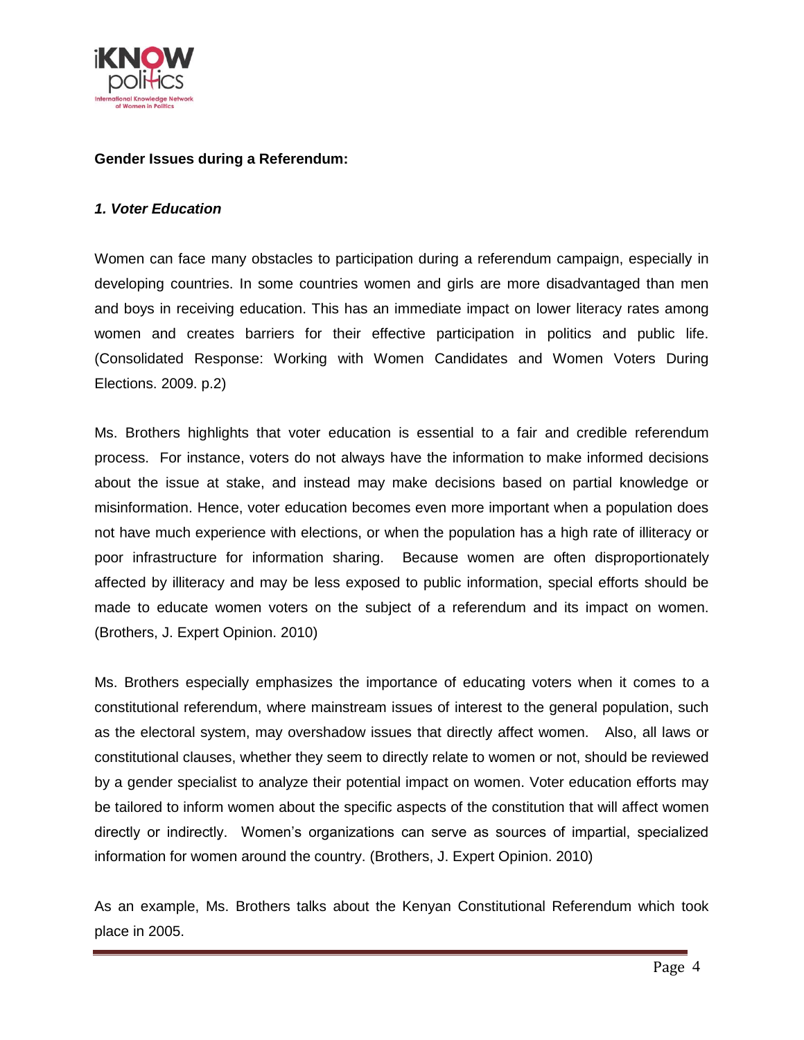**Gender Issues during a Referendum:**

***1. Voter Education***

Women can face many obstacles to participation during a referendum campaign, especially in developing countries. In some countries women and girls are more disadvantaged than men and boys in receiving education. This has an immediate impact on lower literacy rates among women and creates barriers for their effective participation in politics and public life. (Consolidated Response: Working with Women Candidates and Women Voters During Elections. 2009. p.2)

Ms. Brothers highlights that voter education is essential to a fair and credible referendum process. For instance, voters do not always have the information to make informed decisions about the issue at stake, and instead may make decisions based on partial knowledge or misinformation. Hence, voter education becomes even more important when a population does not have much experience with elections, or when the population has a high rate of illiteracy or poor infrastructure for information sharing. Because women are often disproportionately affected by illiteracy and may be less exposed to public information, special efforts should be made to educate women voters on the subject of a referendum and its impact on women. (Brothers, J. Expert Opinion. 2010)

Ms. Brothers especially emphasizes the importance of educating voters when it comes to a constitutional referendum, where mainstream issues of interest to the general population, such as the electoral system, may overshadow issues that directly affect women. Also, all laws or constitutional clauses, whether they seem to directly relate to women or not, should be reviewed by a gender specialist to analyze their potential impact on women. Voter education efforts may be tailored to inform women about the specific aspects of the constitution that will affect women directly or indirectly. Women's organizations can serve as sources of impartial, specialized information for women around the country. (Brothers, J. Expert Opinion. 2010)

As an example, Ms. Brothers talks about the Kenyan Constitutional Referendum which took place in 2005.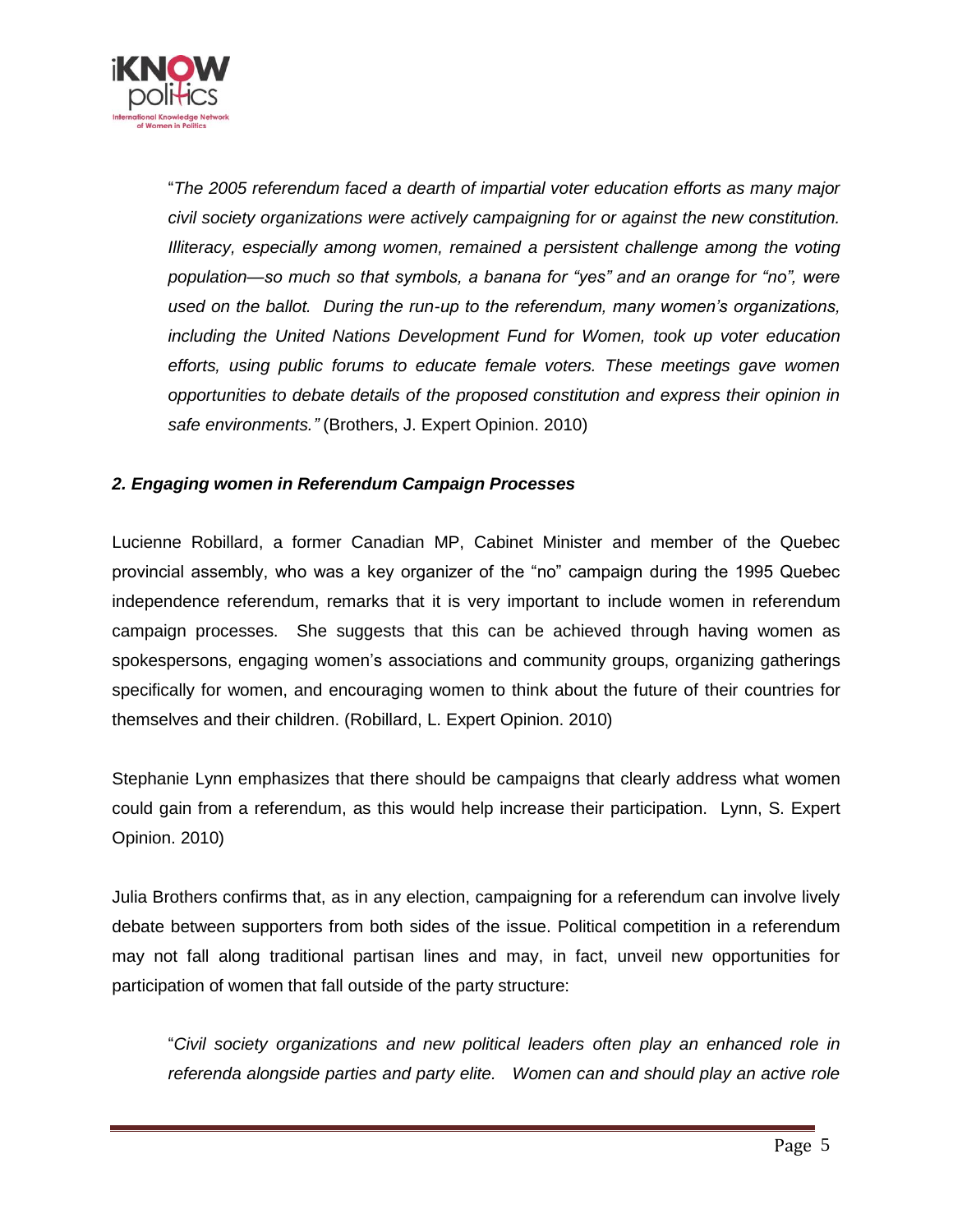"*The 2005 referendum faced a dearth of impartial voter education efforts as many major civil society organizations were actively campaigning for or against the new constitution. Illiteracy, especially among women, remained a persistent challenge among the voting population—so much so that symbols, a banana for "yes" and an orange for "no", were used on the ballot. During the run-up to the referendum, many women's organizations, including the United Nations Development Fund for Women, took up voter education efforts, using public forums to educate female voters. These meetings gave women opportunities to debate details of the proposed constitution and express their opinion in safe environments."* (Brothers, J. Expert Opinion. 2010)

### *2. Engaging women in Referendum Campaign Processes*

Lucienne Robillard, a former Canadian MP, Cabinet Minister and member of the Quebec provincial assembly, who was a key organizer of the "no" campaign during the 1995 Quebec independence referendum, remarks that it is very important to include women in referendum campaign processes. She suggests that this can be achieved through having women as spokespersons, engaging women's associations and community groups, organizing gatherings specifically for women, and encouraging women to think about the future of their countries for themselves and their children. (Robillard, L. Expert Opinion. 2010)

Stephanie Lynn emphasizes that there should be campaigns that clearly address what women could gain from a referendum, as this would help increase their participation. Lynn, S. Expert Opinion. 2010)

Julia Brothers confirms that, as in any election, campaigning for a referendum can involve lively debate between supporters from both sides of the issue. Political competition in a referendum may not fall along traditional partisan lines and may, in fact, unveil new opportunities for participation of women that fall outside of the party structure:

"*Civil society organizations and new political leaders often play an enhanced role in referenda alongside parties and party elite. Women can and should play an active role*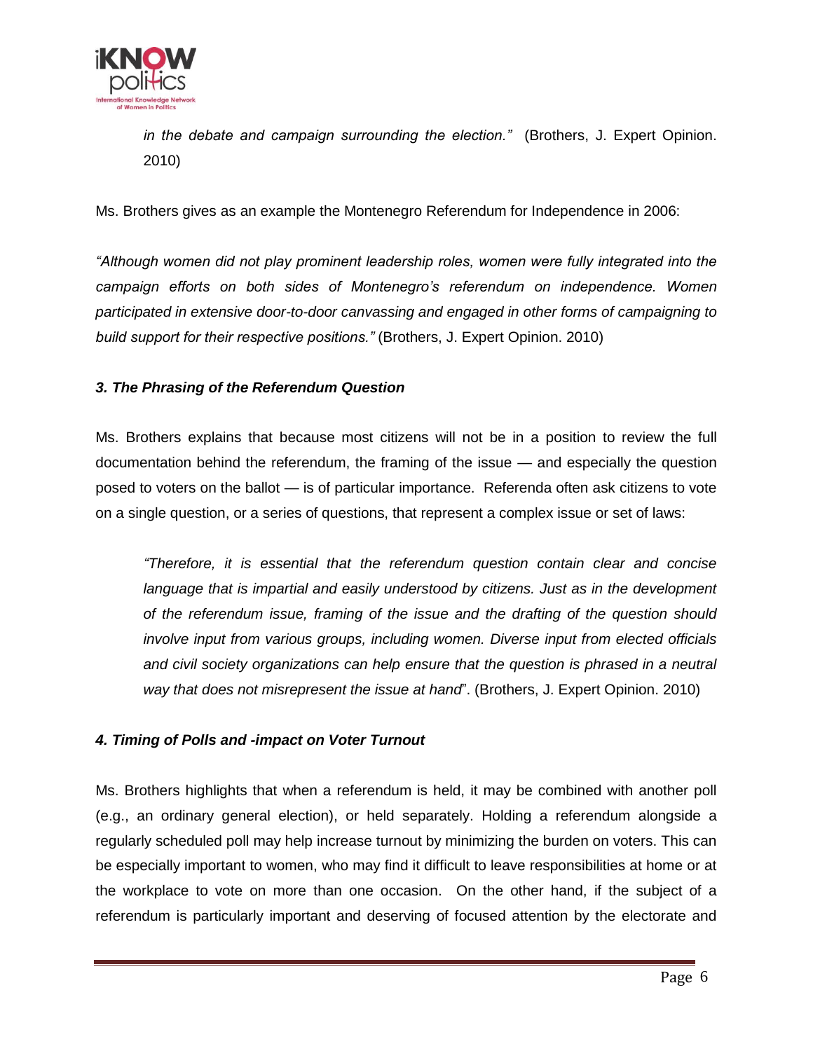> *in the debate and campaign surrounding the election."* (Brothers, J. Expert Opinion. 2010)

Ms. Brothers gives as an example the Montenegro Referendum for Independence in 2006:

*"Although women did not play prominent leadership roles, women were fully integrated into the campaign efforts on both sides of Montenegro's referendum on independence. Women participated in extensive door-to-door canvassing and engaged in other forms of campaigning to build support for their respective positions."* (Brothers, J. Expert Opinion. 2010)

### *3. The Phrasing of the Referendum Question*

Ms. Brothers explains that because most citizens will not be in a position to review the full documentation behind the referendum, the framing of the issue — and especially the question posed to voters on the ballot — is of particular importance. Referenda often ask citizens to vote on a single question, or a series of questions, that represent a complex issue or set of laws:

> *"Therefore, it is essential that the referendum question contain clear and concise language that is impartial and easily understood by citizens. Just as in the development of the referendum issue, framing of the issue and the drafting of the question should involve input from various groups, including women. Diverse input from elected officials and civil society organizations can help ensure that the question is phrased in a neutral way that does not misrepresent the issue at hand*". (Brothers, J. Expert Opinion. 2010)

### *4. Timing of Polls and -impact on Voter Turnout*

Ms. Brothers highlights that when a referendum is held, it may be combined with another poll (e.g., an ordinary general election), or held separately. Holding a referendum alongside a regularly scheduled poll may help increase turnout by minimizing the burden on voters. This can be especially important to women, who may find it difficult to leave responsibilities at home or at the workplace to vote on more than one occasion. On the other hand, if the subject of a referendum is particularly important and deserving of focused attention by the electorate and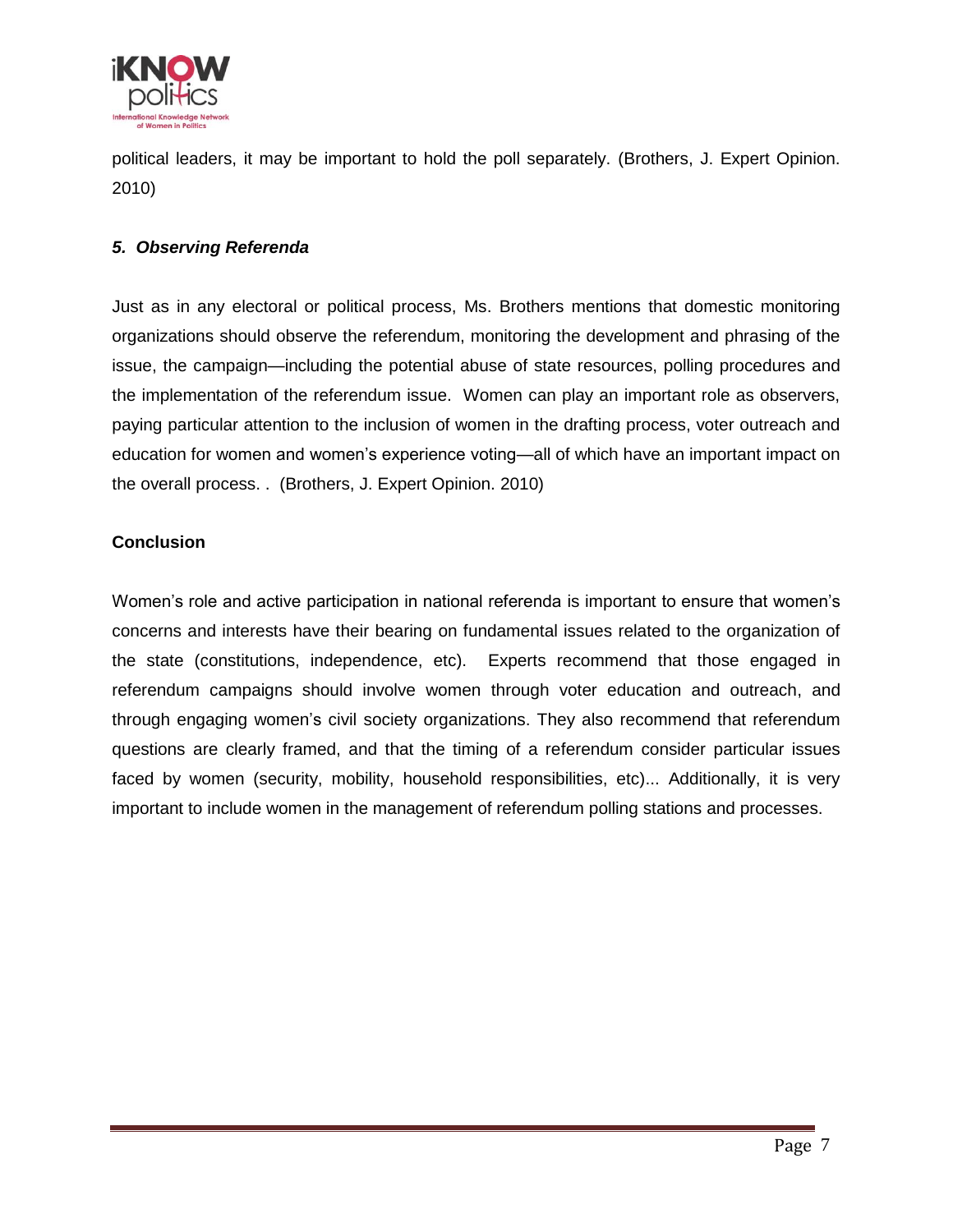political leaders, it may be important to hold the poll separately. (Brothers, J. Expert Opinion. 2010)

### *5. Observing Referenda*

Just as in any electoral or political process, Ms. Brothers mentions that domestic monitoring organizations should observe the referendum, monitoring the development and phrasing of the issue, the campaign—including the potential abuse of state resources, polling procedures and the implementation of the referendum issue. Women can play an important role as observers, paying particular attention to the inclusion of women in the drafting process, voter outreach and education for women and women's experience voting—all of which have an important impact on the overall process. . (Brothers, J. Expert Opinion. 2010)

## Conclusion

Women's role and active participation in national referenda is important to ensure that women's concerns and interests have their bearing on fundamental issues related to the organization of the state (constitutions, independence, etc). Experts recommend that those engaged in referendum campaigns should involve women through voter education and outreach, and through engaging women's civil society organizations. They also recommend that referendum questions are clearly framed, and that the timing of a referendum consider particular issues faced by women (security, mobility, household responsibilities, etc)... Additionally, it is very important to include women in the management of referendum polling stations and processes.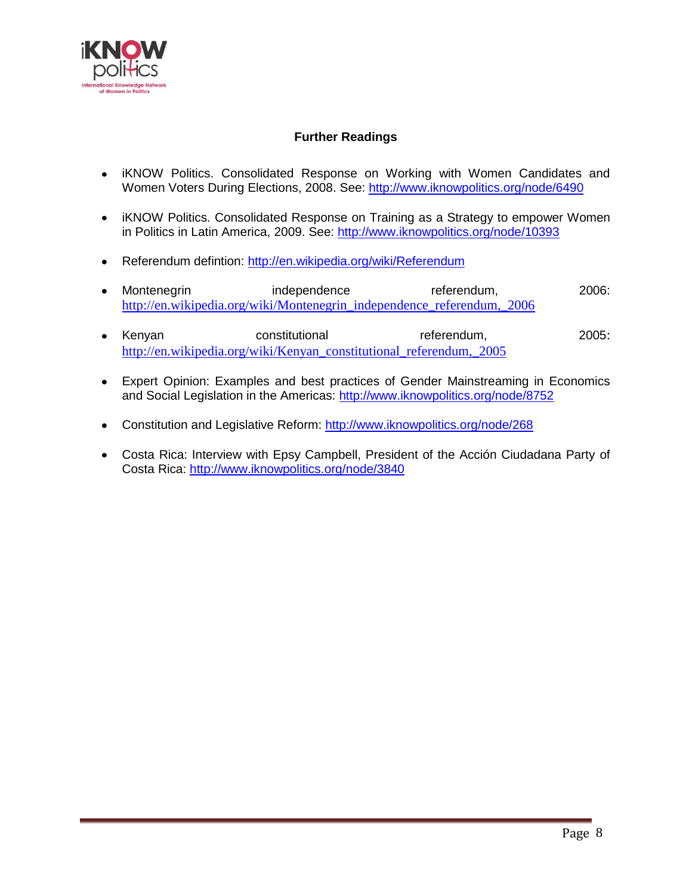## Further Readings

- iKNOW Politics. Consolidated Response on Working with Women Candidates and Women Voters During Elections, 2008. See: http://www.iknowpolitics.org/node/6490
- iKNOW Politics. Consolidated Response on Training as a Strategy to empower Women in Politics in Latin America, 2009. See: http://www.iknowpolitics.org/node/10393
- Referendum defintion: http://en.wikipedia.org/wiki/Referendum
- Montenegrin independence referendum, 2006: http://en.wikipedia.org/wiki/Montenegrin_independence_referendum,_2006
- Kenyan constitutional referendum, 2005: http://en.wikipedia.org/wiki/Kenyan_constitutional_referendum,_2005
- Expert Opinion: Examples and best practices of Gender Mainstreaming in Economics and Social Legislation in the Americas: http://www.iknowpolitics.org/node/8752
- Constitution and Legislative Reform: http://www.iknowpolitics.org/node/268
- Costa Rica: Interview with Epsy Campbell, President of the Acción Ciudadana Party of Costa Rica: http://www.iknowpolitics.org/node/3840